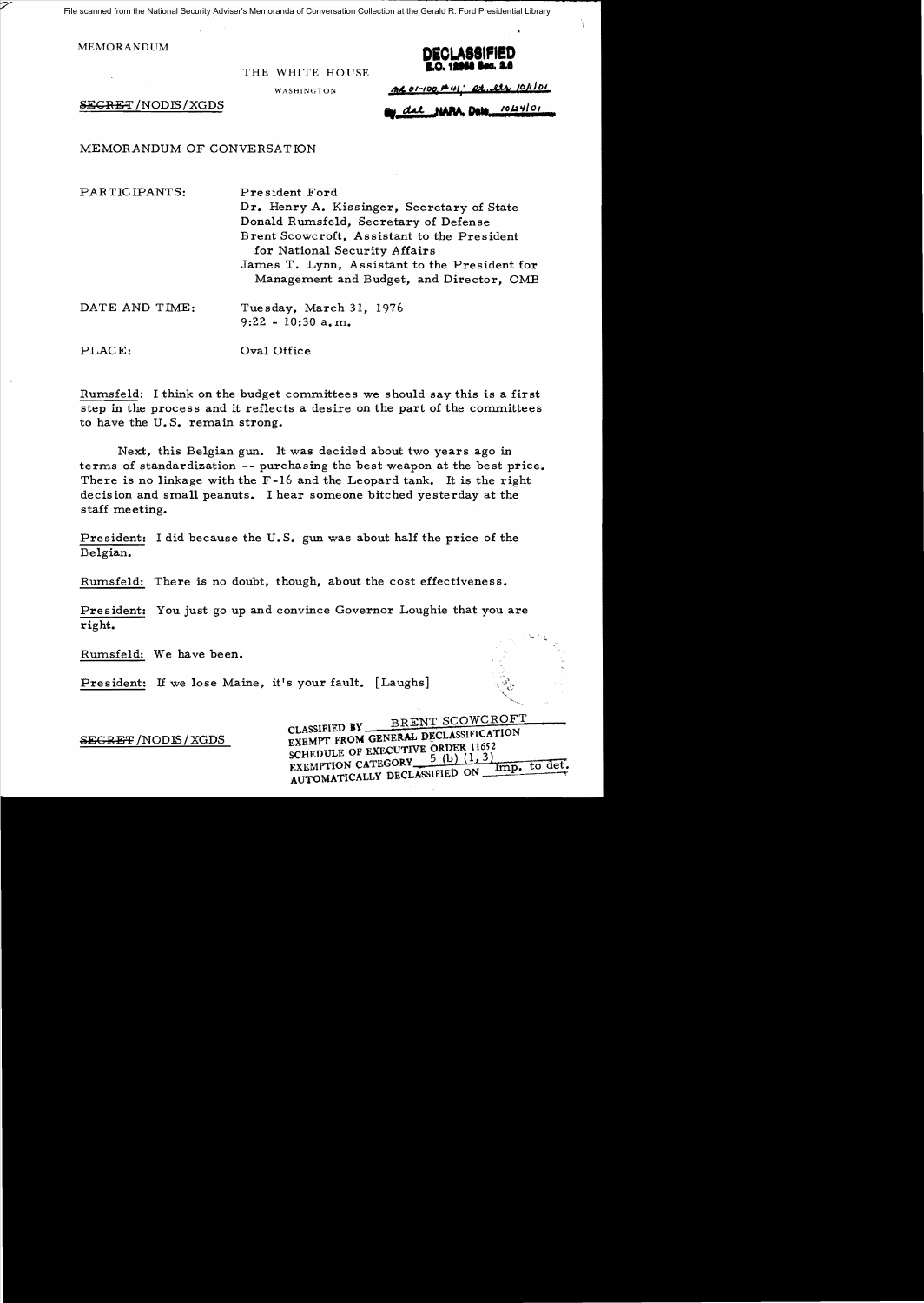File scanned from the National Security Adviser's Memoranda of Conversation Collection at the Gerald R. Ford Presidential Library

MEMORANDUM

**DECLASSIFIED**
**E.O. 12958 Sec. 3.6**

THE WHITE HOUSE

WASHINGTON

MR 01-100, #41; St. ltr 10/1/01

~~SECRET~~/NODIS/XGDS

By dal NARA, Date 10/24/01

MEMORANDUM OF CONVERSATION

PARTICIPANTS: President Ford
Dr. Henry A. Kissinger, Secretary of State
Donald Rumsfeld, Secretary of Defense
Brent Scowcroft, Assistant to the President for National Security Affairs
James T. Lynn, Assistant to the President for Management and Budget, and Director, OMB

DATE AND TIME: Tuesday, March 31, 1976
9:22 - 10:30 a.m.

PLACE: Oval Office

Rumsfeld: I think on the budget committees we should say this is a first step in the process and it reflects a desire on the part of the committees to have the U.S. remain strong.

Next, this Belgian gun. It was decided about two years ago in terms of standardization -- purchasing the best weapon at the best price. There is no linkage with the F-16 and the Leopard tank. It is the right decision and small peanuts. I hear someone bitched yesterday at the staff meeting.

President: I did because the U.S. gun was about half the price of the Belgian.

Rumsfeld: There is no doubt, though, about the cost effectiveness.

President: You just go up and convince Governor Loughie that you are right.

Rumsfeld: We have been.

President: If we lose Maine, it's your fault. [Laughs]

~~SECRET~~/NODIS/XGDS

CLASSIFIED BY BRENT SCOWCROFT
EXEMPT FROM GENERAL DECLASSIFICATION
SCHEDULE OF EXECUTIVE ORDER 11652
EXEMPTION CATEGORY 5 (b) (1, 3)
AUTOMATICALLY DECLASSIFIED ON Imp. to det.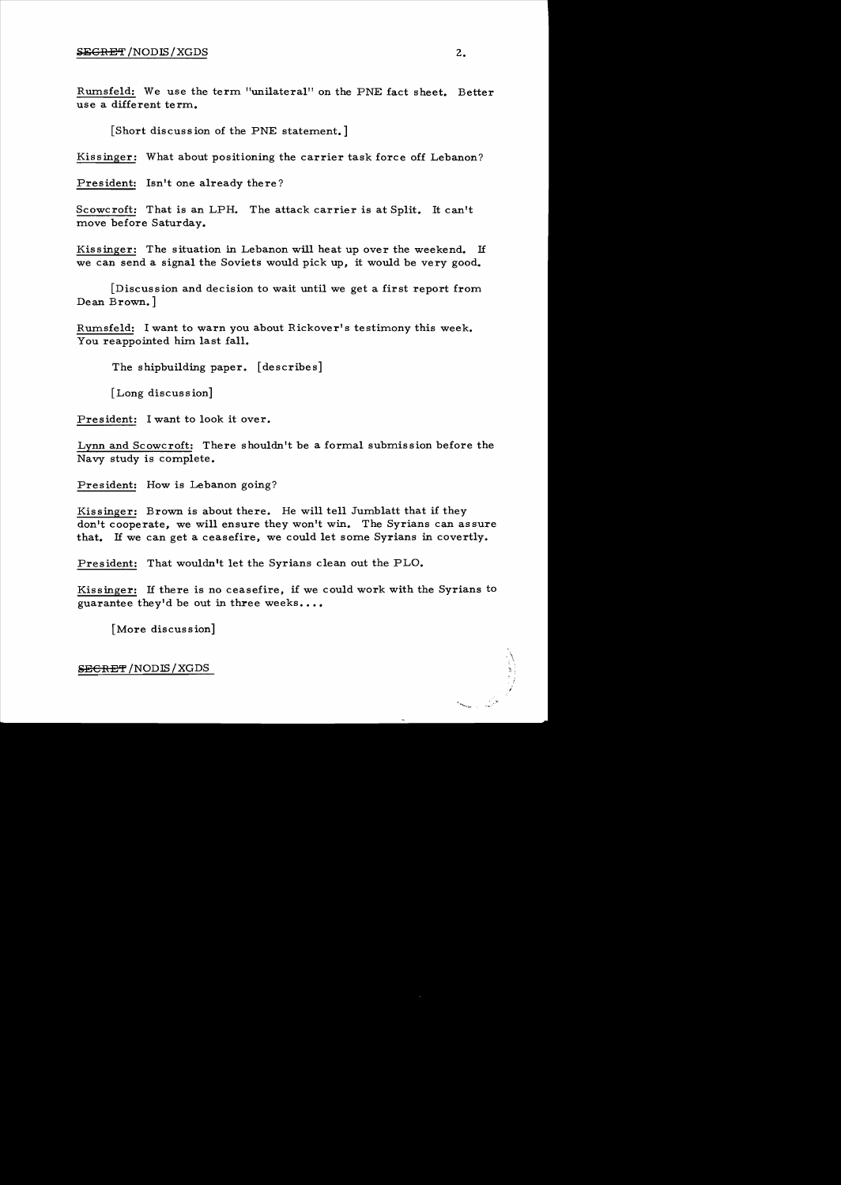Rumsfeld: We use the term "unilateral" on the PNE fact sheet. Better use a different term.

[Short discussion of the PNE statement.]

Kissinger: What about positioning the carrier task force off Lebanon?

President: Isn't one already there?

Scowcroft: That is an LPH. The attack carrier is at Split. It can't move before Saturday.

Kissinger: The situation in Lebanon will heat up over the weekend. If we can send a signal the Soviets would pick up, it would be very good.

[Discussion and decision to wait until we get a first report from Dean Brown.]

Rumsfeld: I want to warn you about Rickover's testimony this week. You reappointed him last fall.

The shipbuilding paper. [describes]

[Long discussion]

President: I want to look it over.

Lynn and Scowcroft: There shouldn't be a formal submission before the Navy study is complete.

President: How is Lebanon going?

Kissinger: Brown is about there. He will tell Jumblatt that if they don't cooperate, we will ensure they won't win. The Syrians can assure that. If we can get a ceasefire, we could let some Syrians in covertly.

President: That wouldn't let the Syrians clean out the PLO.

Kissinger: If there is no ceasefire, if we could work with the Syrians to guarantee they'd be out in three weeks....

[More discussion]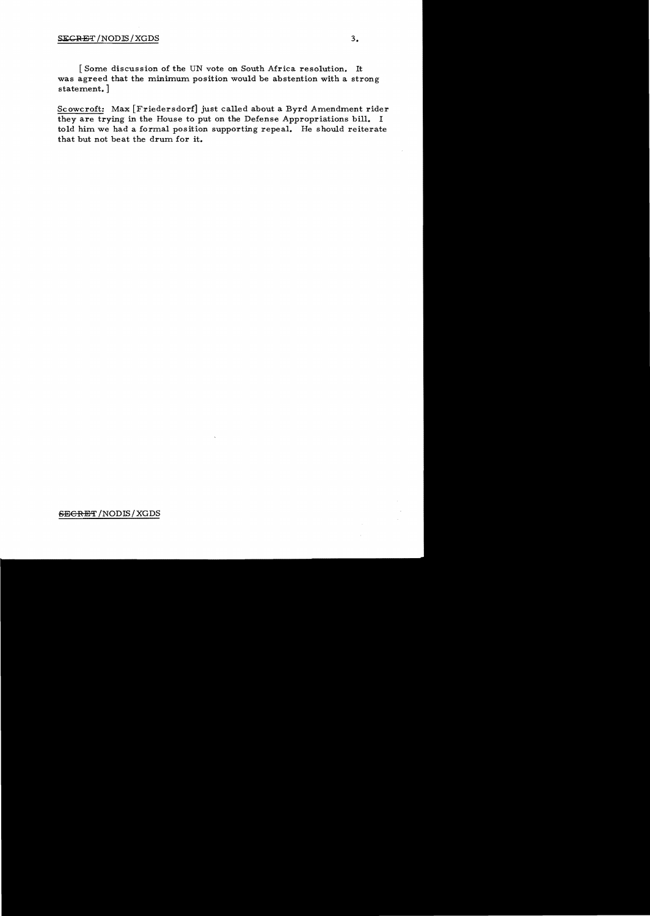[Some discussion of the UN vote on South Africa resolution. It was agreed that the minimum position would be abstention with a strong statement.]

<u>Scowcroft</u>: Max [Friedersdorf] just called about a Byrd Amendment rider they are trying in the House to put on the Defense Appropriations bill. I told him we had a formal position supporting repeal. He should reiterate that but not beat the drum for it.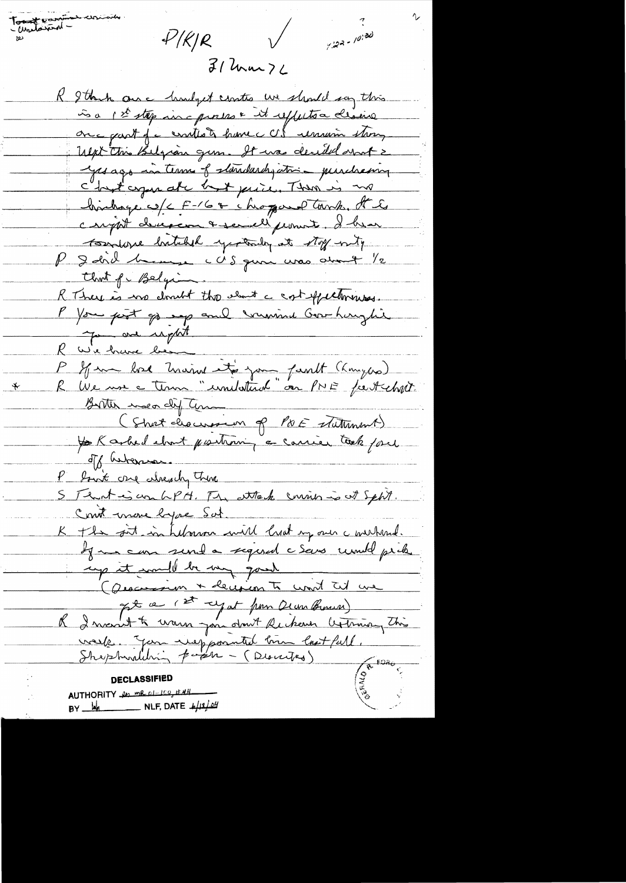Toast private criminals - Unilateral -

P/K/R ✓ ? 1122 - 10:30

31 Mar 76

R I think our budget cuts we should say this is a 1st step in process & it reflects a desire on part of cuts to have US remain strong.

Next this Belgian gun. It was decided about 2 yrs ago in terms of standardization purchasing c best equipment but price. There is no linkage w/ F-16 & chaparral tank. It is c right decision & small amount. I hear Texas hatched yesterday at Stop rally.

P I did because c US gun was about 1/2 that of Belgian.

R There is no doubt tho about c cost effectiveness.

P You just go up and convince Gov. Laughlin you are right.

R We have been

P If we lose Maine it's your fault (Kangaroo)

* R We use c term "unilateral" on PNE fact sheet. Better use diff term.

(Short discussion of PNE statement)

K asked about positioning a carrier task force off Lebanon.

P Isn't one already there

S That is an LPH. The attack carrier is at Split. Can't move before Sat.

K The sit. in Lebanon will heat up over c weekend. If we can send a signal c Savs would pick up it would be very good.

(Discussion & decision to wait til we get a 1st report from Dean Brown)

R I want to warn you about Rickover testifying this week. You disappointed him last fall. Shipbuilding program - (Discuss)

DECLASSIFIED
AUTHORITY per MR 01-109, #44
BY lab NLF, DATE 6/18/04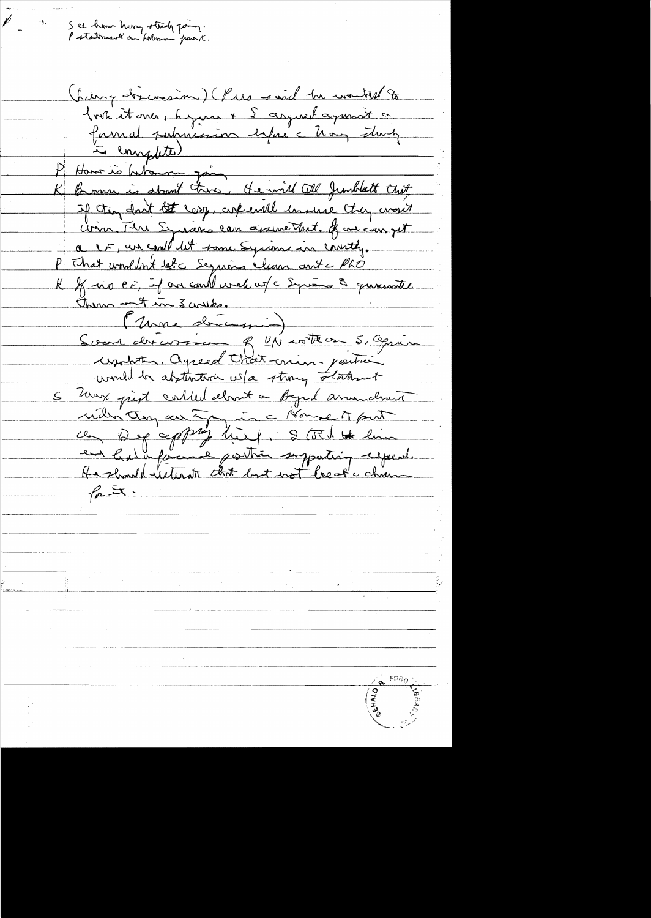See how Navy study going.
P statement on Lebanon from K.

(Long discussion) (Pres said he wanted to look it over, hoping & S argued against a formal submission before a Navy study is complete)

P How is Lebanon going

K Brown is about there. He will tell Jumblatt that if they don't the cease, cf will insure they won't win. Then Syrians can assume that. If we can get a CF, we could let some Syrians in quietly.

P That wouldn't let the Syrians clean out the PLO

K If no CF, if we could work w/ the Syrians & guarantee them out in 3 weeks.

(More discussion)

Some discussion of UN vote on S. Africa resolution. Agreed that minimum position would be abstention w/a strong statement.

S Max just called about a Byrd amendment rider they are trying in the House to put on Dep approp bill. I told him we had a formal position supporting repeal. He should reiterate that but not break the chain for it.